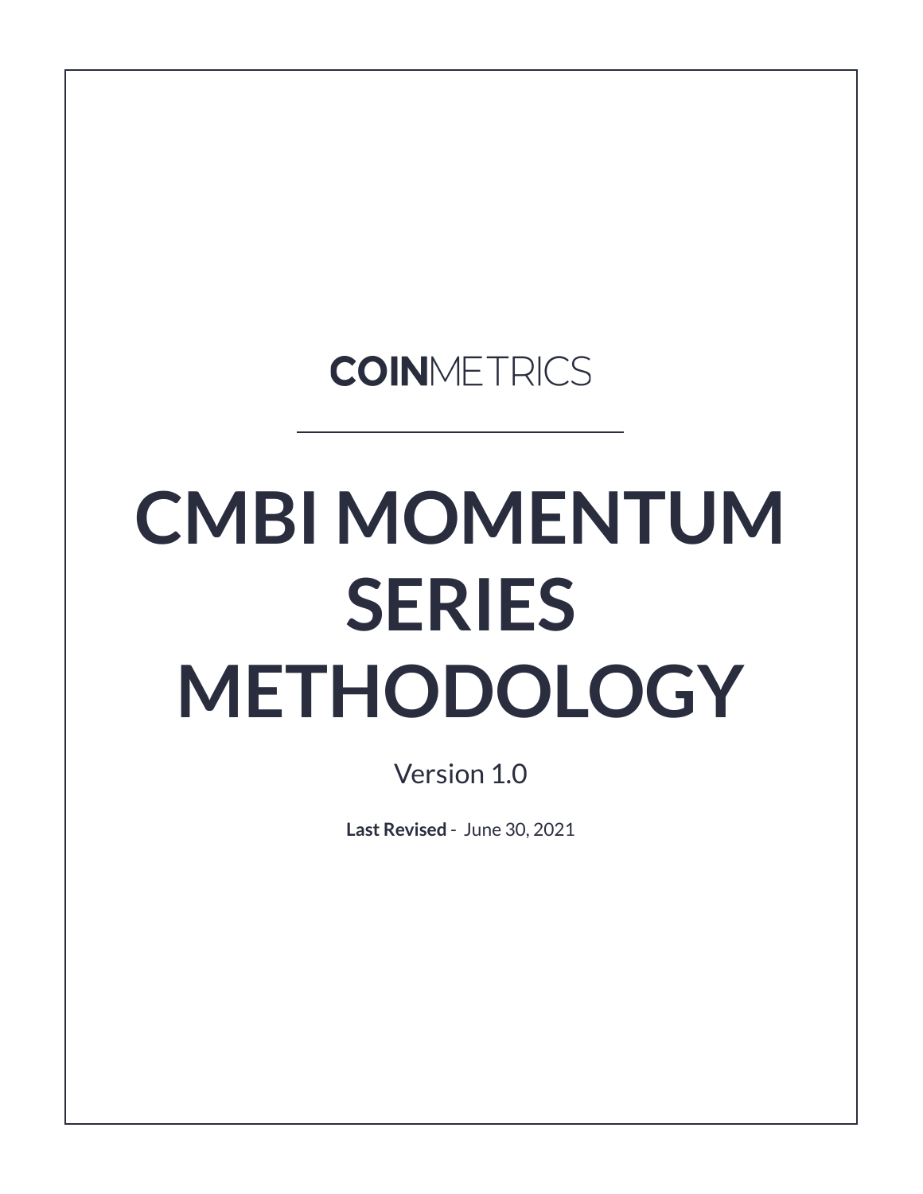COINMETRICS

# CMBI MOMENTUM SERIES METHODOLOGY

Version 1.0

**Last Revised** - June 30, 2021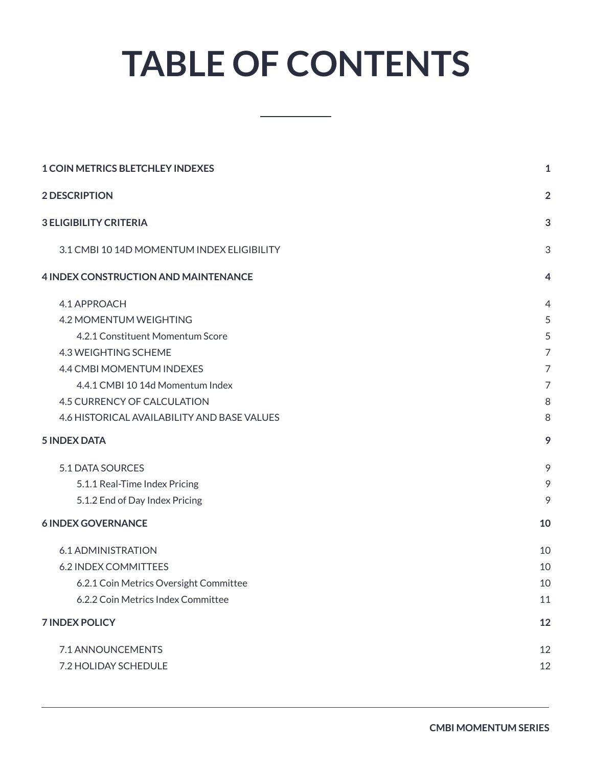# TABLE OF CONTENTS

| | |
|---|---|
| **1 COIN METRICS BLETCHLEY INDEXES** | **1** |
| **2 DESCRIPTION** | **2** |
| **3 ELIGIBILITY CRITERIA** | **3** |
| 3.1 CMBI 10 14D MOMENTUM INDEX ELIGIBILITY | 3 |
| **4 INDEX CONSTRUCTION AND MAINTENANCE** | **4** |
| 4.1 APPROACH | 4 |
| 4.2 MOMENTUM WEIGHTING | 5 |
| 4.2.1 Constituent Momentum Score | 5 |
| 4.3 WEIGHTING SCHEME | 7 |
| 4.4 CMBI MOMENTUM INDEXES | 7 |
| 4.4.1 CMBI 10 14d Momentum Index | 7 |
| 4.5 CURRENCY OF CALCULATION | 8 |
| 4.6 HISTORICAL AVAILABILITY AND BASE VALUES | 8 |
| **5 INDEX DATA** | **9** |
| 5.1 DATA SOURCES | 9 |
| 5.1.1 Real-Time Index Pricing | 9 |
| 5.1.2 End of Day Index Pricing | 9 |
| **6 INDEX GOVERNANCE** | **10** |
| 6.1 ADMINISTRATION | 10 |
| 6.2 INDEX COMMITTEES | 10 |
| 6.2.1 Coin Metrics Oversight Committee | 10 |
| 6.2.2 Coin Metrics Index Committee | 11 |
| **7 INDEX POLICY** | **12** |
| 7.1 ANNOUNCEMENTS | 12 |
| 7.2 HOLIDAY SCHEDULE | 12 |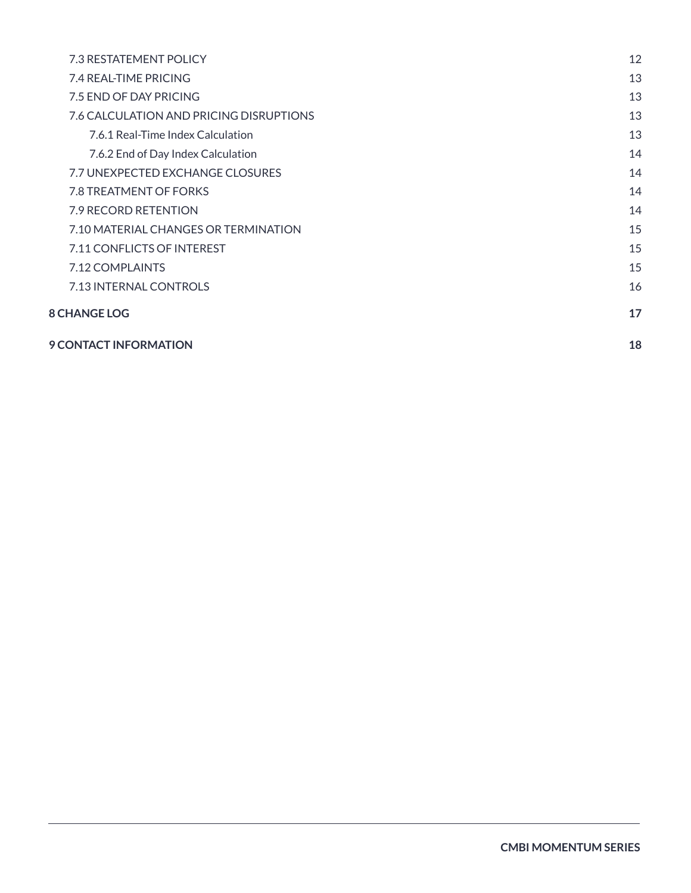- 7.3 RESTATEMENT POLICY 12
- 7.4 REAL-TIME PRICING 13
- 7.5 END OF DAY PRICING 13
- 7.6 CALCULATION AND PRICING DISRUPTIONS 13
  - 7.6.1 Real-Time Index Calculation 13
  - 7.6.2 End of Day Index Calculation 14
- 7.7 UNEXPECTED EXCHANGE CLOSURES 14
- 7.8 TREATMENT OF FORKS 14
- 7.9 RECORD RETENTION 14
- 7.10 MATERIAL CHANGES OR TERMINATION 15
- 7.11 CONFLICTS OF INTEREST 15
- 7.12 COMPLAINTS 15
- 7.13 INTERNAL CONTROLS 16

**8 CHANGE LOG 17**

**9 CONTACT INFORMATION 18**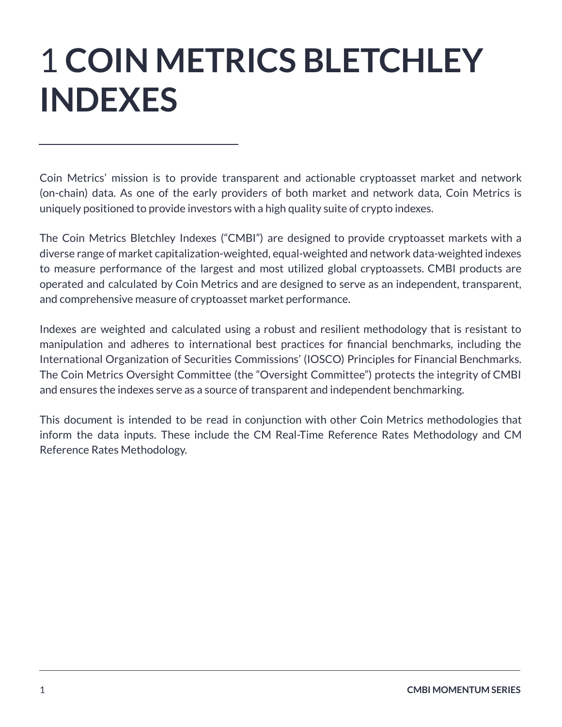# 1 COIN METRICS BLETCHLEY INDEXES

Coin Metrics' mission is to provide transparent and actionable cryptoasset market and network (on-chain) data. As one of the early providers of both market and network data, Coin Metrics is uniquely positioned to provide investors with a high quality suite of crypto indexes.

The Coin Metrics Bletchley Indexes ("CMBI") are designed to provide cryptoasset markets with a diverse range of market capitalization-weighted, equal-weighted and network data-weighted indexes to measure performance of the largest and most utilized global cryptoassets. CMBI products are operated and calculated by Coin Metrics and are designed to serve as an independent, transparent, and comprehensive measure of cryptoasset market performance.

Indexes are weighted and calculated using a robust and resilient methodology that is resistant to manipulation and adheres to international best practices for financial benchmarks, including the International Organization of Securities Commissions' (IOSCO) Principles for Financial Benchmarks. The Coin Metrics Oversight Committee (the "Oversight Committee") protects the integrity of CMBI and ensures the indexes serve as a source of transparent and independent benchmarking.

This document is intended to be read in conjunction with other Coin Metrics methodologies that inform the data inputs. These include the CM Real-Time Reference Rates Methodology and CM Reference Rates Methodology.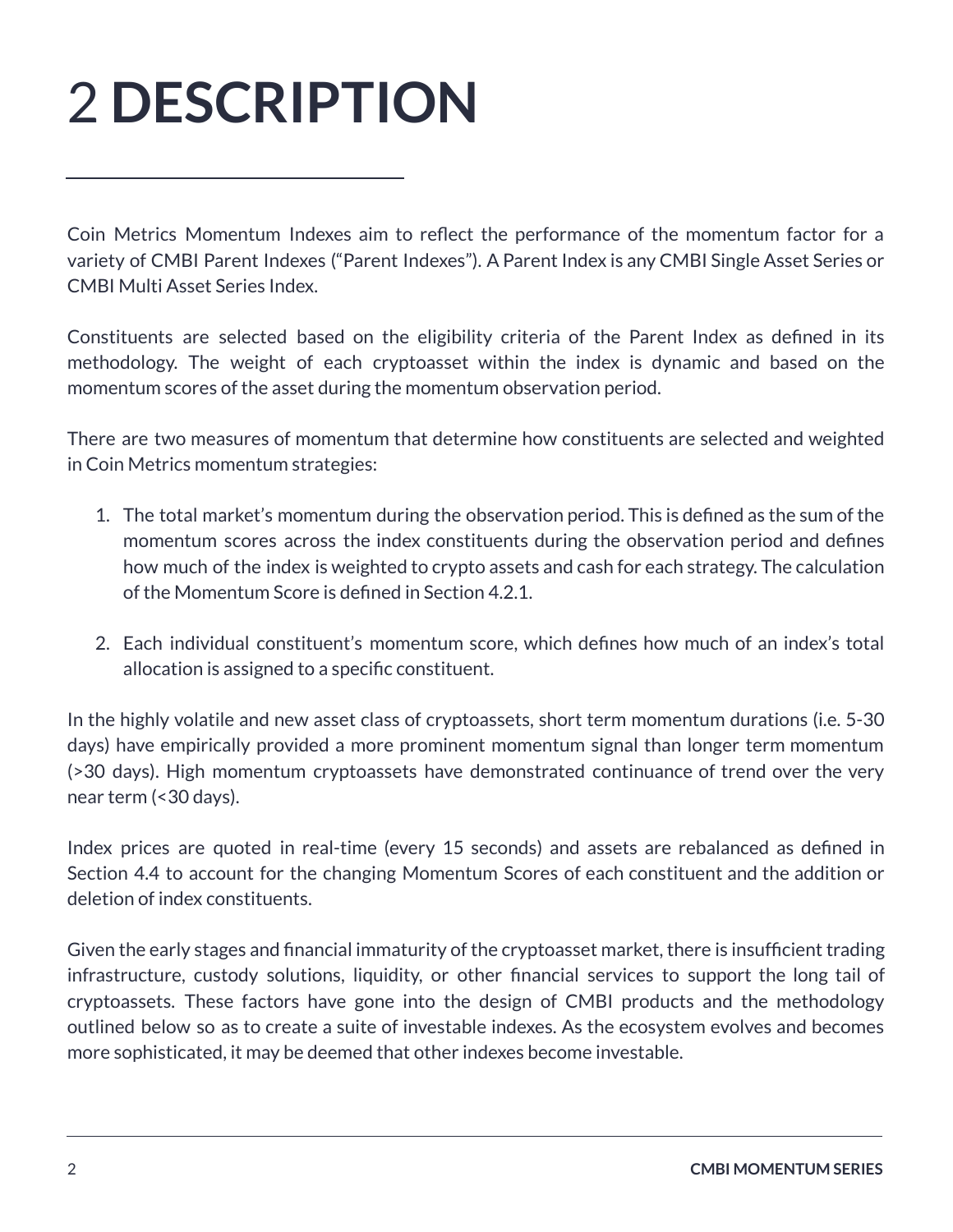# 2 DESCRIPTION

Coin Metrics Momentum Indexes aim to reflect the performance of the momentum factor for a variety of CMBI Parent Indexes ("Parent Indexes"). A Parent Index is any CMBI Single Asset Series or CMBI Multi Asset Series Index.

Constituents are selected based on the eligibility criteria of the Parent Index as defined in its methodology. The weight of each cryptoasset within the index is dynamic and based on the momentum scores of the asset during the momentum observation period.

There are two measures of momentum that determine how constituents are selected and weighted in Coin Metrics momentum strategies:

1. The total market's momentum during the observation period. This is defined as the sum of the momentum scores across the index constituents during the observation period and defines how much of the index is weighted to crypto assets and cash for each strategy. The calculation of the Momentum Score is defined in Section 4.2.1.

2. Each individual constituent's momentum score, which defines how much of an index's total allocation is assigned to a specific constituent.

In the highly volatile and new asset class of cryptoassets, short term momentum durations (i.e. 5-30 days) have empirically provided a more prominent momentum signal than longer term momentum (>30 days). High momentum cryptoassets have demonstrated continuance of trend over the very near term (<30 days).

Index prices are quoted in real-time (every 15 seconds) and assets are rebalanced as defined in Section 4.4 to account for the changing Momentum Scores of each constituent and the addition or deletion of index constituents.

Given the early stages and financial immaturity of the cryptoasset market, there is insufficient trading infrastructure, custody solutions, liquidity, or other financial services to support the long tail of cryptoassets. These factors have gone into the design of CMBI products and the methodology outlined below so as to create a suite of investable indexes. As the ecosystem evolves and becomes more sophisticated, it may be deemed that other indexes become investable.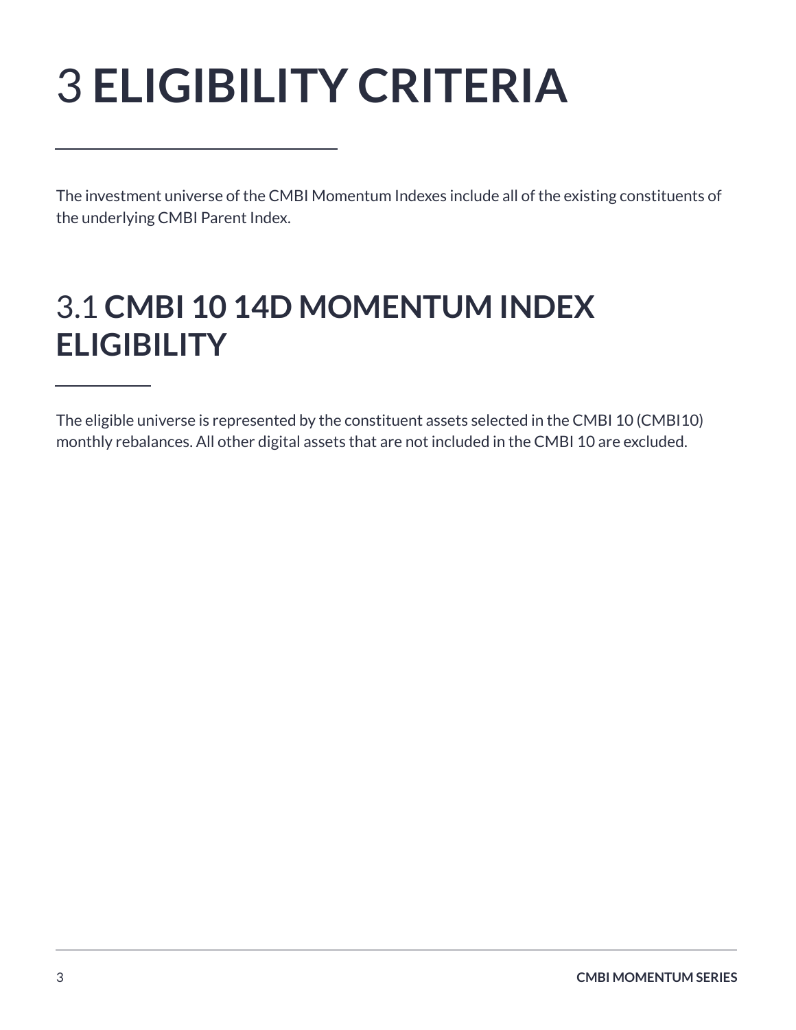# 3 ELIGIBILITY CRITERIA

The investment universe of the CMBI Momentum Indexes include all of the existing constituents of the underlying CMBI Parent Index.

## 3.1 CMBI 10 14D MOMENTUM INDEX ELIGIBILITY

The eligible universe is represented by the constituent assets selected in the CMBI 10 (CMBI10) monthly rebalances. All other digital assets that are not included in the CMBI 10 are excluded.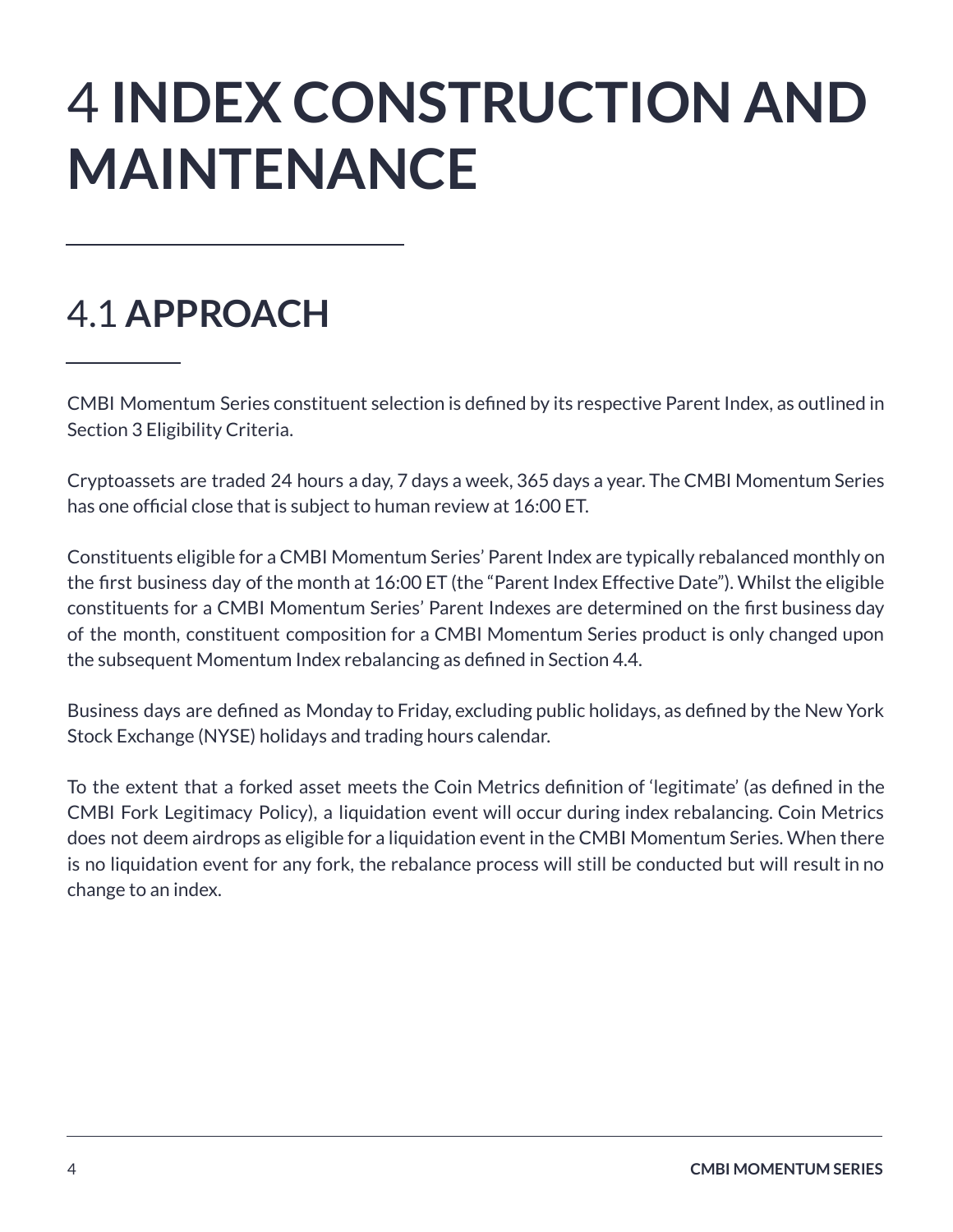# 4 INDEX CONSTRUCTION AND MAINTENANCE

## 4.1 APPROACH

CMBI Momentum Series constituent selection is defined by its respective Parent Index, as outlined in Section 3 Eligibility Criteria.

Cryptoassets are traded 24 hours a day, 7 days a week, 365 days a year. The CMBI Momentum Series has one official close that is subject to human review at 16:00 ET.

Constituents eligible for a CMBI Momentum Series' Parent Index are typically rebalanced monthly on the first business day of the month at 16:00 ET (the "Parent Index Effective Date"). Whilst the eligible constituents for a CMBI Momentum Series' Parent Indexes are determined on the first business day of the month, constituent composition for a CMBI Momentum Series product is only changed upon the subsequent Momentum Index rebalancing as defined in Section 4.4.

Business days are defined as Monday to Friday, excluding public holidays, as defined by the New York Stock Exchange (NYSE) holidays and trading hours calendar.

To the extent that a forked asset meets the Coin Metrics definition of 'legitimate' (as defined in the CMBI Fork Legitimacy Policy), a liquidation event will occur during index rebalancing. Coin Metrics does not deem airdrops as eligible for a liquidation event in the CMBI Momentum Series. When there is no liquidation event for any fork, the rebalance process will still be conducted but will result in no change to an index.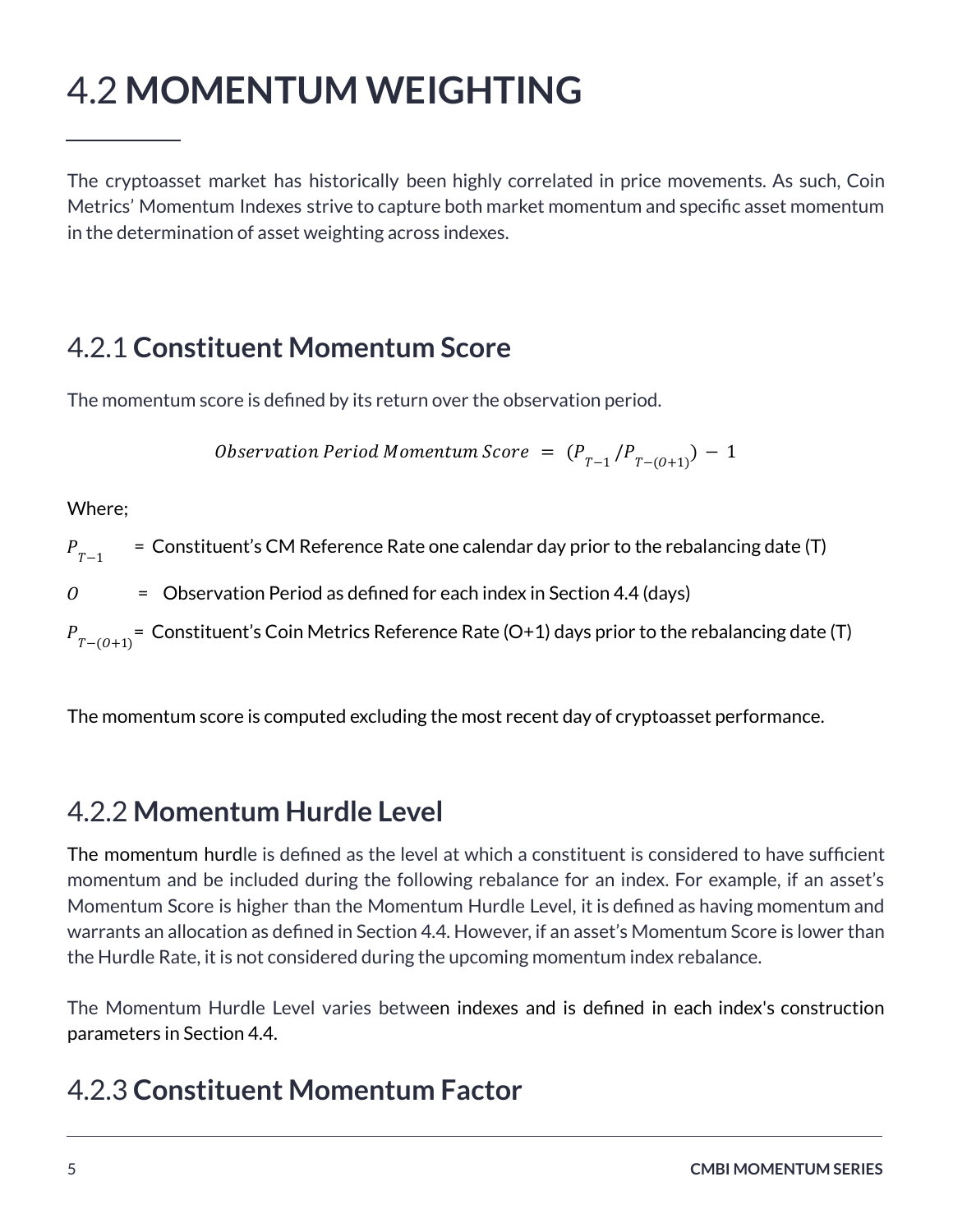# 4.2 **MOMENTUM WEIGHTING**

The cryptoasset market has historically been highly correlated in price movements. As such, Coin Metrics' Momentum Indexes strive to capture both market momentum and specific asset momentum in the determination of asset weighting across indexes.

## 4.2.1 **Constituent Momentum Score**

The momentum score is defined by its return over the observation period.

$$Observation\ Period\ Momentum\ Score\ =\ (P_{T-1}/P_{T-(O+1)})-1$$

Where;

$P_{T-1}$ = Constituent's CM Reference Rate one calendar day prior to the rebalancing date (T)

$O$ = Observation Period as defined for each index in Section 4.4 (days)

$P_{T-(O+1)}$ = Constituent's Coin Metrics Reference Rate (O+1) days prior to the rebalancing date (T)

The momentum score is computed excluding the most recent day of cryptoasset performance.

## 4.2.2 **Momentum Hurdle Level**

The momentum hurdle is defined as the level at which a constituent is considered to have sufficient momentum and be included during the following rebalance for an index. For example, if an asset's Momentum Score is higher than the Momentum Hurdle Level, it is defined as having momentum and warrants an allocation as defined in Section 4.4. However, if an asset's Momentum Score is lower than the Hurdle Rate, it is not considered during the upcoming momentum index rebalance.

The Momentum Hurdle Level varies between indexes and is defined in each index's construction parameters in Section 4.4.

## 4.2.3 **Constituent Momentum Factor**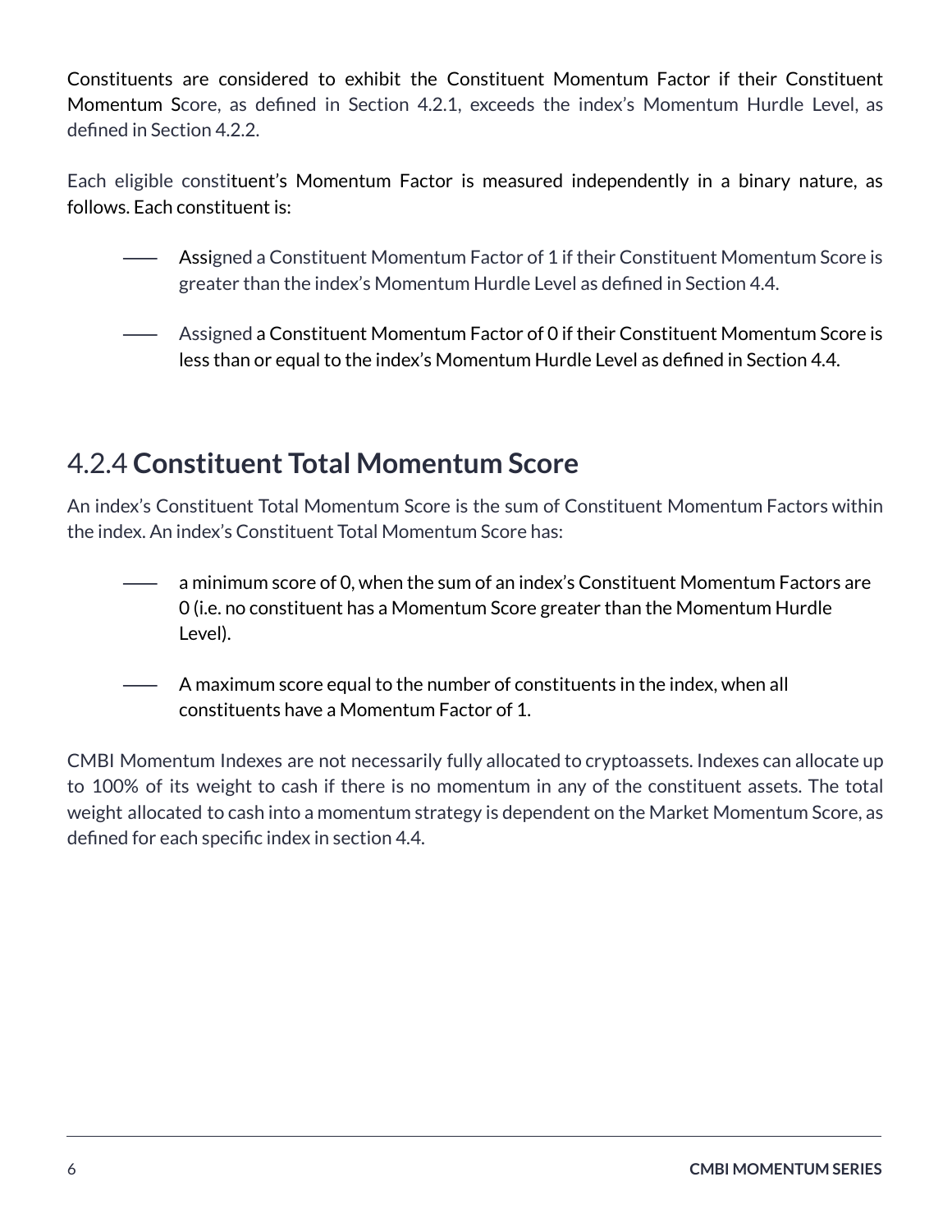Constituents are considered to exhibit the Constituent Momentum Factor if their Constituent Momentum Score, as defined in Section 4.2.1, exceeds the index's Momentum Hurdle Level, as defined in Section 4.2.2.

Each eligible constituent's Momentum Factor is measured independently in a binary nature, as follows. Each constituent is:

- Assigned a Constituent Momentum Factor of 1 if their Constituent Momentum Score is greater than the index's Momentum Hurdle Level as defined in Section 4.4.
- Assigned a Constituent Momentum Factor of 0 if their Constituent Momentum Score is less than or equal to the index's Momentum Hurdle Level as defined in Section 4.4.

### 4.2.4 **Constituent Total Momentum Score**

An index's Constituent Total Momentum Score is the sum of Constituent Momentum Factors within the index. An index's Constituent Total Momentum Score has:

- a minimum score of 0, when the sum of an index's Constituent Momentum Factors are 0 (i.e. no constituent has a Momentum Score greater than the Momentum Hurdle Level).
- A maximum score equal to the number of constituents in the index, when all constituents have a Momentum Factor of 1.

CMBI Momentum Indexes are not necessarily fully allocated to cryptoassets. Indexes can allocate up to 100% of its weight to cash if there is no momentum in any of the constituent assets. The total weight allocated to cash into a momentum strategy is dependent on the Market Momentum Score, as defined for each specific index in section 4.4.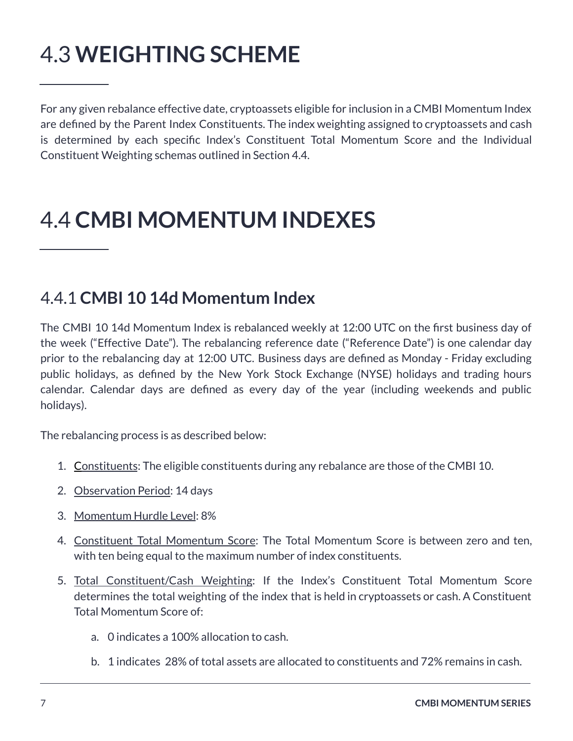# 4.3 **WEIGHTING SCHEME**

For any given rebalance effective date, cryptoassets eligible for inclusion in a CMBI Momentum Index are defined by the Parent Index Constituents. The index weighting assigned to cryptoassets and cash is determined by each specific Index's Constituent Total Momentum Score and the Individual Constituent Weighting schemas outlined in Section 4.4.

# 4.4 **CMBI MOMENTUM INDEXES**

## 4.4.1 **CMBI 10 14d Momentum Index**

The CMBI 10 14d Momentum Index is rebalanced weekly at 12:00 UTC on the first business day of the week ("Effective Date"). The rebalancing reference date ("Reference Date") is one calendar day prior to the rebalancing day at 12:00 UTC. Business days are defined as Monday - Friday excluding public holidays, as defined by the New York Stock Exchange (NYSE) holidays and trading hours calendar. Calendar days are defined as every day of the year (including weekends and public holidays).

The rebalancing process is as described below:

1. Constituents: The eligible constituents during any rebalance are those of the CMBI 10.
2. Observation Period: 14 days
3. Momentum Hurdle Level: 8%
4. Constituent Total Momentum Score: The Total Momentum Score is between zero and ten, with ten being equal to the maximum number of index constituents.
5. Total Constituent/Cash Weighting: If the Index's Constituent Total Momentum Score determines the total weighting of the index that is held in cryptoassets or cash. A Constituent Total Momentum Score of:
   a. 0 indicates a 100% allocation to cash.
   b. 1 indicates 28% of total assets are allocated to constituents and 72% remains in cash.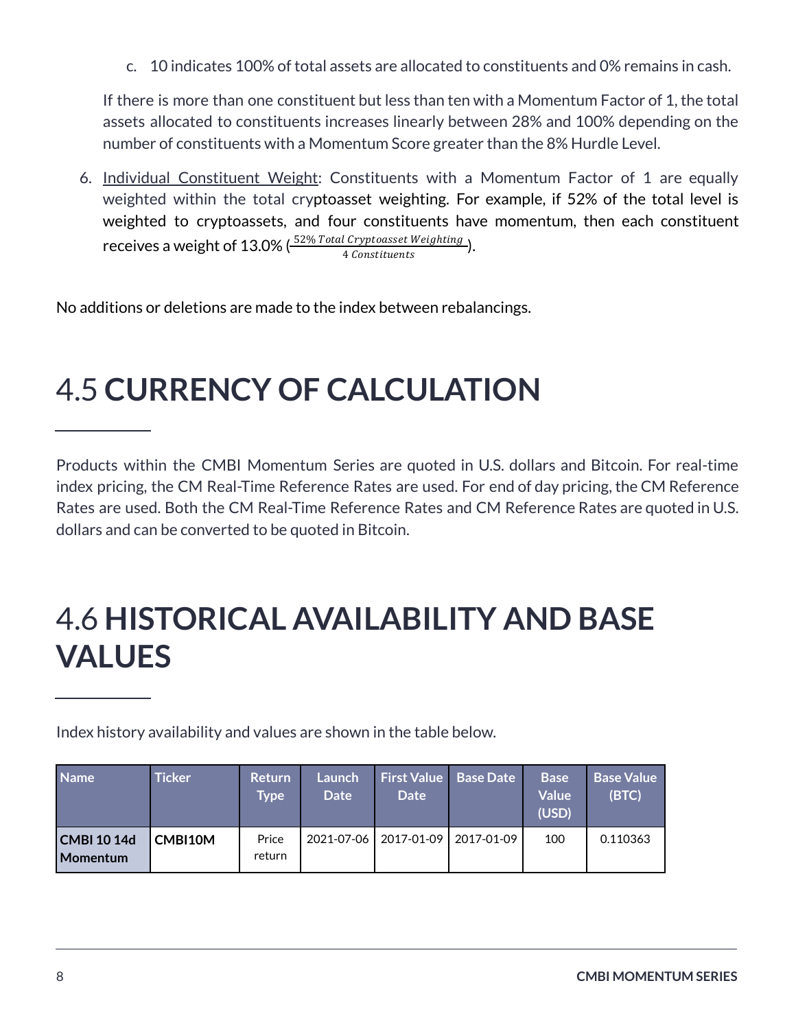c. 10 indicates 100% of total assets are allocated to constituents and 0% remains in cash.

If there is more than one constituent but less than ten with a Momentum Factor of 1, the total assets allocated to constituents increases linearly between 28% and 100% depending on the number of constituents with a Momentum Score greater than the 8% Hurdle Level.

6. Individual Constituent Weight: Constituents with a Momentum Factor of 1 are equally weighted within the total cryptoasset weighting. For example, if 52% of the total level is weighted to cryptoassets, and four constituents have momentum, then each constituent receives a weight of 13.0% ($\frac{52\%\ Total\ Cryptoasset\ Weighting}{4\ Constituents}$).

No additions or deletions are made to the index between rebalancings.

# 4.5 **CURRENCY OF CALCULATION**

Products within the CMBI Momentum Series are quoted in U.S. dollars and Bitcoin. For real-time index pricing, the CM Real-Time Reference Rates are used. For end of day pricing, the CM Reference Rates are used. Both the CM Real-Time Reference Rates and CM Reference Rates are quoted in U.S. dollars and can be converted to be quoted in Bitcoin.

# 4.6 **HISTORICAL AVAILABILITY AND BASE VALUES**

Index history availability and values are shown in the table below.

| Name | Ticker | Return Type | Launch Date | First Value Date | Base Date | Base Value (USD) | Base Value (BTC) |
|---|---|---|---|---|---|---|---|
| **CMBI 10 14d Momentum** | **CMBI10M** | Price return | 2021-07-06 | 2017-01-09 | 2017-01-09 | 100 | 0.110363 |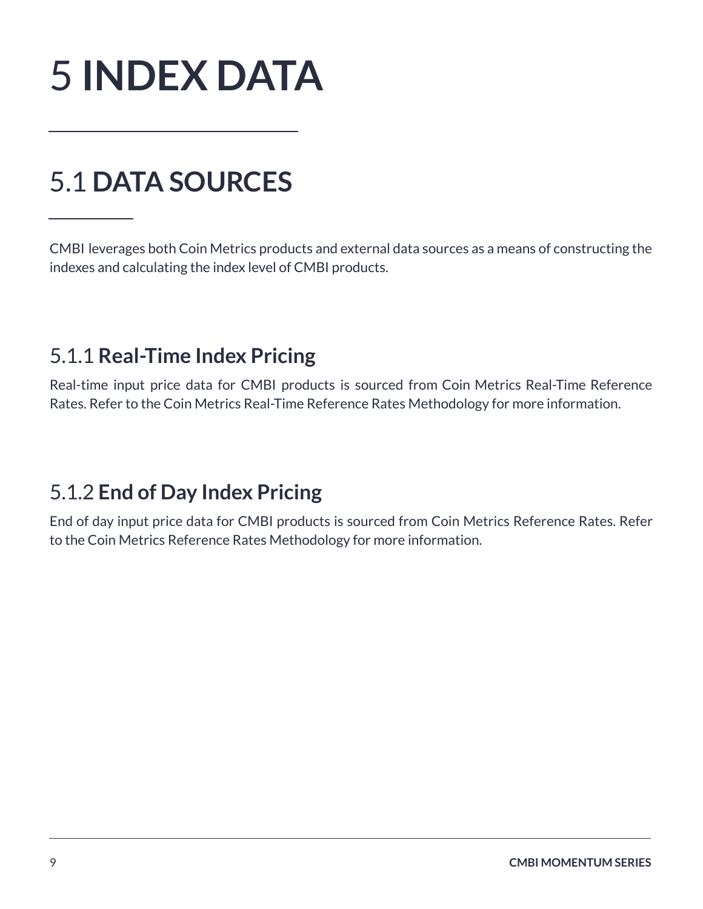# 5 INDEX DATA

## 5.1 DATA SOURCES

CMBI leverages both Coin Metrics products and external data sources as a means of constructing the indexes and calculating the index level of CMBI products.

### 5.1.1 Real-Time Index Pricing

Real-time input price data for CMBI products is sourced from Coin Metrics Real-Time Reference Rates. Refer to the Coin Metrics Real-Time Reference Rates Methodology for more information.

### 5.1.2 End of Day Index Pricing

End of day input price data for CMBI products is sourced from Coin Metrics Reference Rates. Refer to the Coin Metrics Reference Rates Methodology for more information.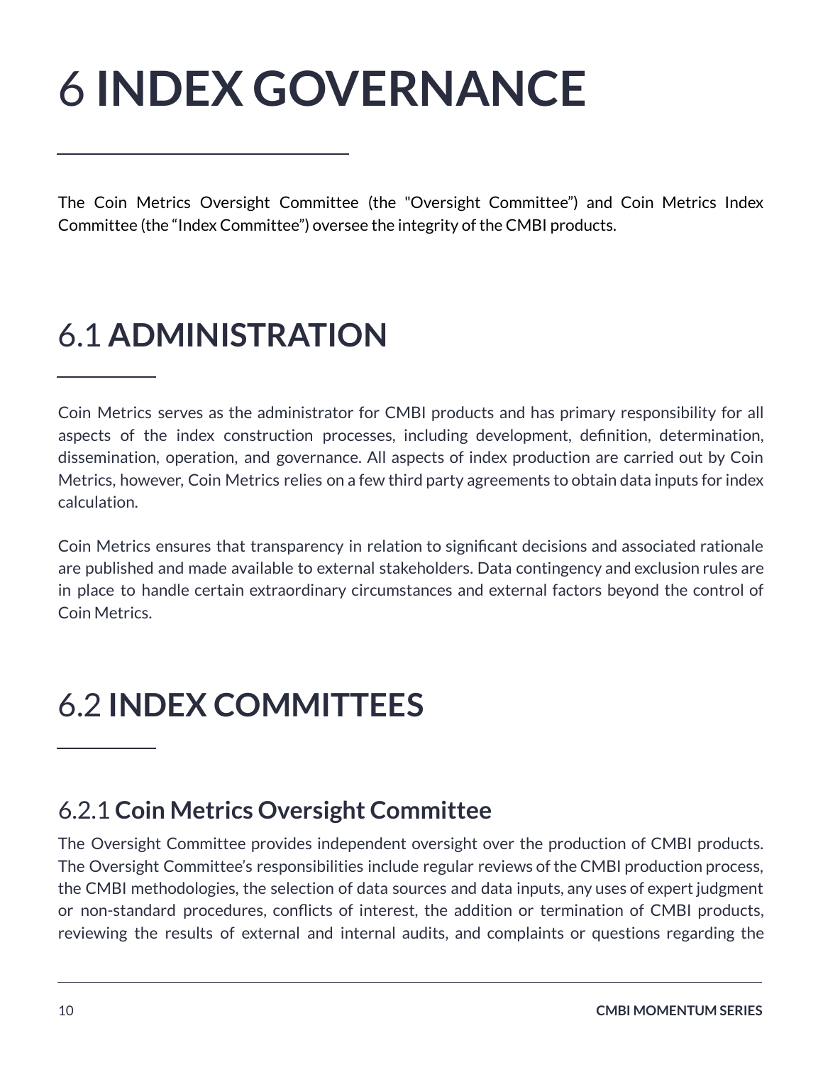# 6 INDEX GOVERNANCE

The Coin Metrics Oversight Committee (the "Oversight Committee") and Coin Metrics Index Committee (the "Index Committee") oversee the integrity of the CMBI products.

## 6.1 ADMINISTRATION

Coin Metrics serves as the administrator for CMBI products and has primary responsibility for all aspects of the index construction processes, including development, definition, determination, dissemination, operation, and governance. All aspects of index production are carried out by Coin Metrics, however, Coin Metrics relies on a few third party agreements to obtain data inputs for index calculation.

Coin Metrics ensures that transparency in relation to significant decisions and associated rationale are published and made available to external stakeholders. Data contingency and exclusion rules are in place to handle certain extraordinary circumstances and external factors beyond the control of Coin Metrics.

## 6.2 INDEX COMMITTEES

### 6.2.1 Coin Metrics Oversight Committee

The Oversight Committee provides independent oversight over the production of CMBI products. The Oversight Committee's responsibilities include regular reviews of the CMBI production process, the CMBI methodologies, the selection of data sources and data inputs, any uses of expert judgment or non-standard procedures, conflicts of interest, the addition or termination of CMBI products, reviewing the results of external and internal audits, and complaints or questions regarding the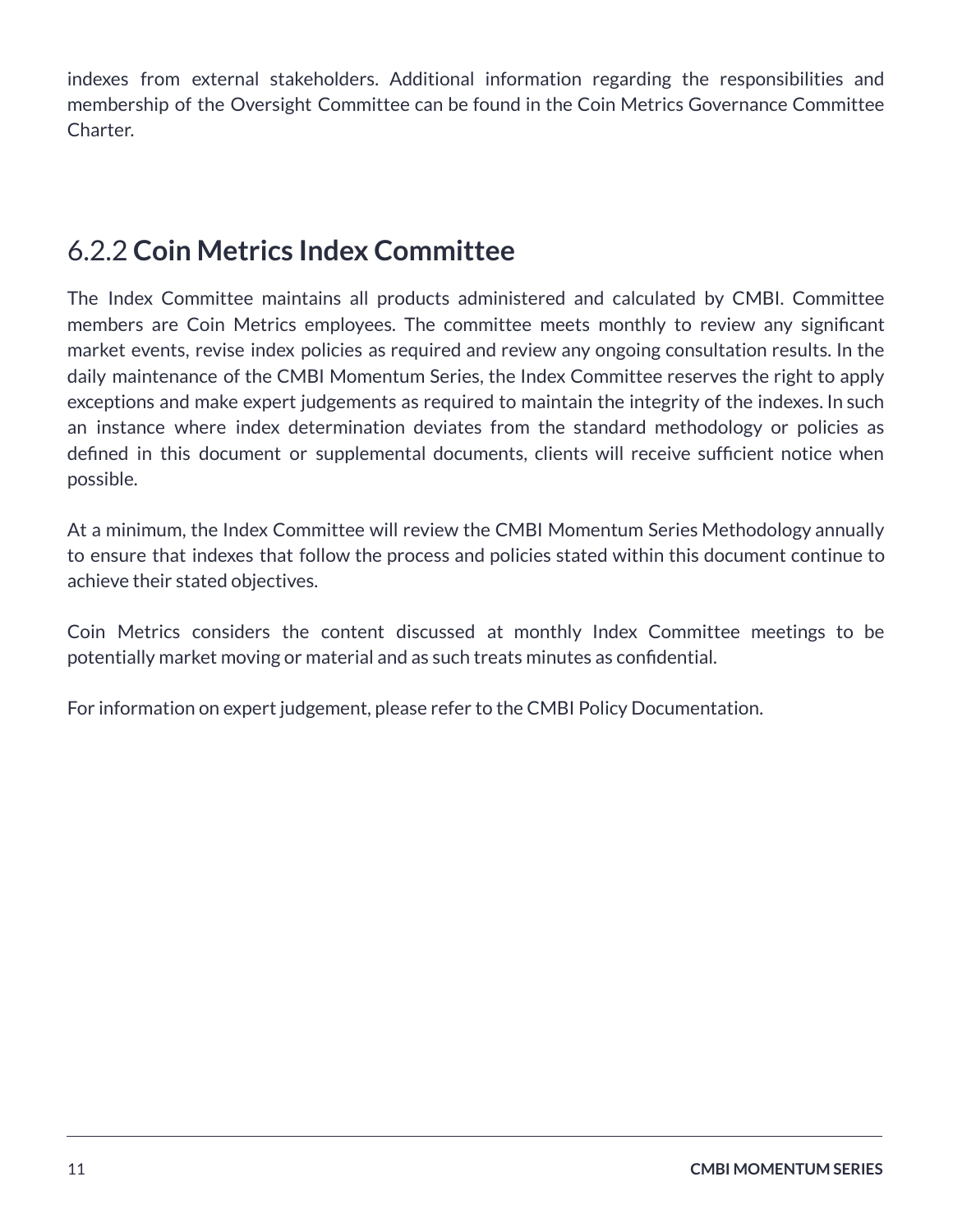indexes from external stakeholders. Additional information regarding the responsibilities and membership of the Oversight Committee can be found in the Coin Metrics Governance Committee Charter.

### 6.2.2 **Coin Metrics Index Committee**

The Index Committee maintains all products administered and calculated by CMBI. Committee members are Coin Metrics employees. The committee meets monthly to review any significant market events, revise index policies as required and review any ongoing consultation results. In the daily maintenance of the CMBI Momentum Series, the Index Committee reserves the right to apply exceptions and make expert judgements as required to maintain the integrity of the indexes. In such an instance where index determination deviates from the standard methodology or policies as defined in this document or supplemental documents, clients will receive sufficient notice when possible.

At a minimum, the Index Committee will review the CMBI Momentum Series Methodology annually to ensure that indexes that follow the process and policies stated within this document continue to achieve their stated objectives.

Coin Metrics considers the content discussed at monthly Index Committee meetings to be potentially market moving or material and as such treats minutes as confidential.

For information on expert judgement, please refer to the CMBI Policy Documentation.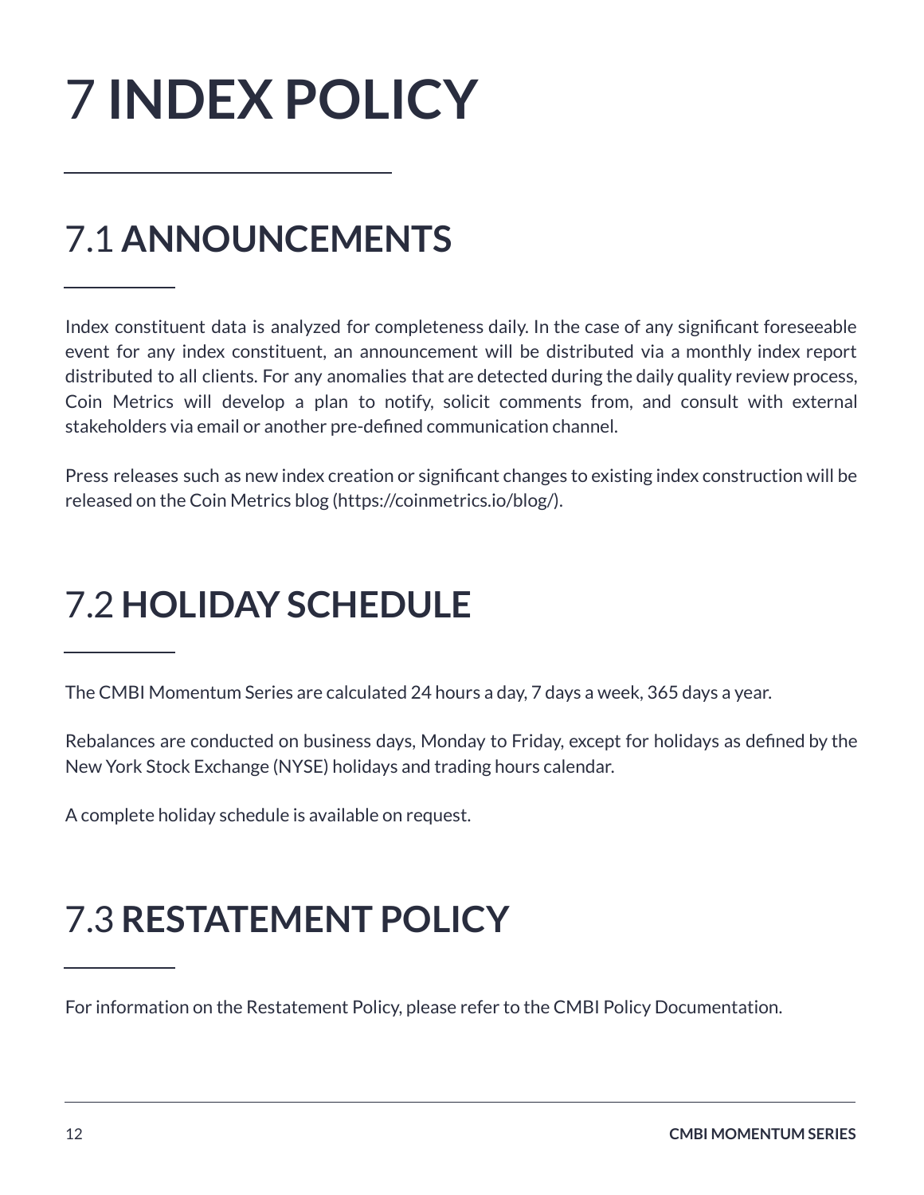# 7 INDEX POLICY

## 7.1 ANNOUNCEMENTS

Index constituent data is analyzed for completeness daily. In the case of any significant foreseeable event for any index constituent, an announcement will be distributed via a monthly index report distributed to all clients. For any anomalies that are detected during the daily quality review process, Coin Metrics will develop a plan to notify, solicit comments from, and consult with external stakeholders via email or another pre-defined communication channel.

Press releases such as new index creation or significant changes to existing index construction will be released on the Coin Metrics blog (https://coinmetrics.io/blog/).

## 7.2 HOLIDAY SCHEDULE

The CMBI Momentum Series are calculated 24 hours a day, 7 days a week, 365 days a year.

Rebalances are conducted on business days, Monday to Friday, except for holidays as defined by the New York Stock Exchange (NYSE) holidays and trading hours calendar.

A complete holiday schedule is available on request.

## 7.3 RESTATEMENT POLICY

For information on the Restatement Policy, please refer to the CMBI Policy Documentation.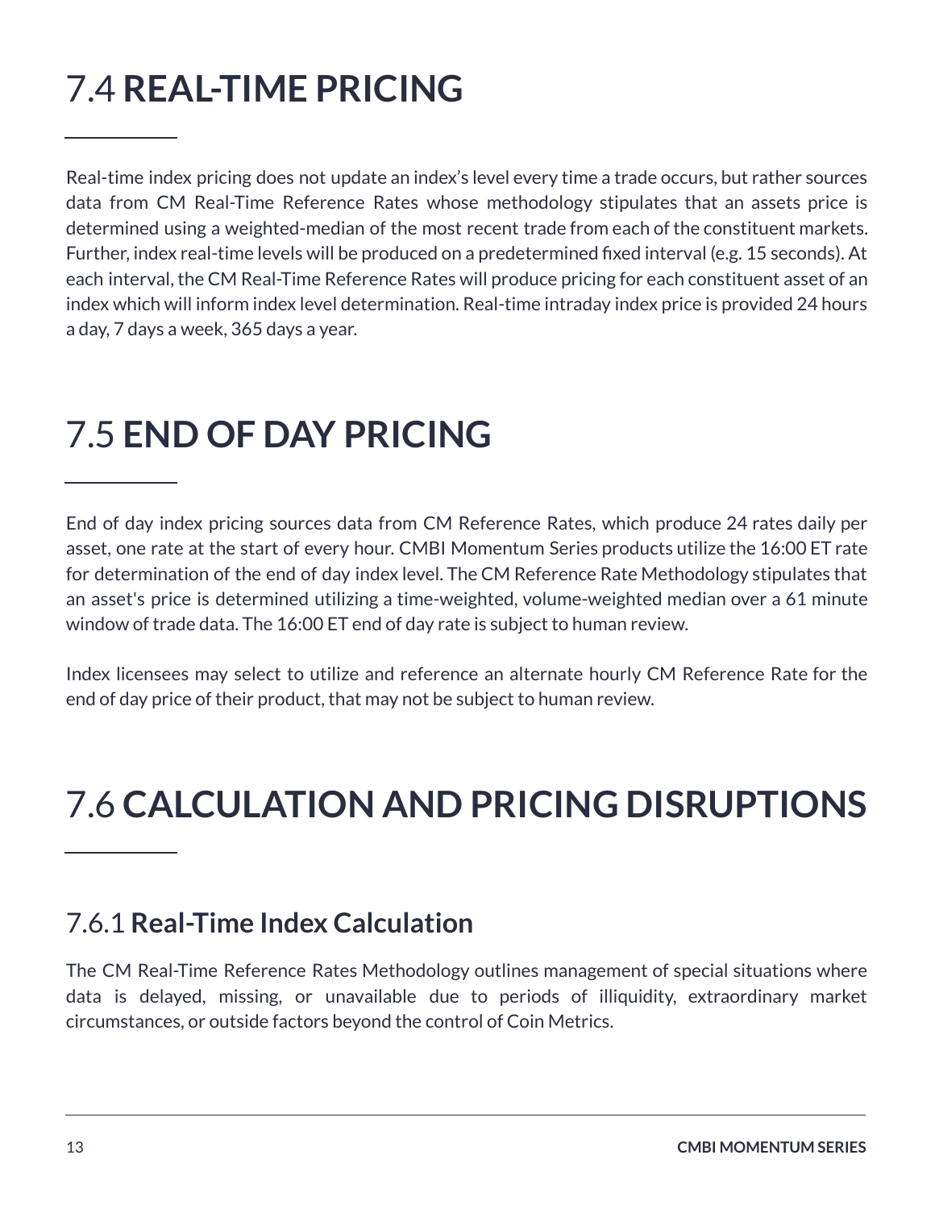# 7.4 **REAL-TIME PRICING**

Real-time index pricing does not update an index's level every time a trade occurs, but rather sources data from CM Real-Time Reference Rates whose methodology stipulates that an assets price is determined using a weighted-median of the most recent trade from each of the constituent markets. Further, index real-time levels will be produced on a predetermined fixed interval (e.g. 15 seconds). At each interval, the CM Real-Time Reference Rates will produce pricing for each constituent asset of an index which will inform index level determination. Real-time intraday index price is provided 24 hours a day, 7 days a week, 365 days a year.

# 7.5 **END OF DAY PRICING**

End of day index pricing sources data from CM Reference Rates, which produce 24 rates daily per asset, one rate at the start of every hour. CMBI Momentum Series products utilize the 16:00 ET rate for determination of the end of day index level. The CM Reference Rate Methodology stipulates that an asset's price is determined utilizing a time-weighted, volume-weighted median over a 61 minute window of trade data. The 16:00 ET end of day rate is subject to human review.

Index licensees may select to utilize and reference an alternate hourly CM Reference Rate for the end of day price of their product, that may not be subject to human review.

# 7.6 **CALCULATION AND PRICING DISRUPTIONS**

## 7.6.1 **Real-Time Index Calculation**

The CM Real-Time Reference Rates Methodology outlines management of special situations where data is delayed, missing, or unavailable due to periods of illiquidity, extraordinary market circumstances, or outside factors beyond the control of Coin Metrics.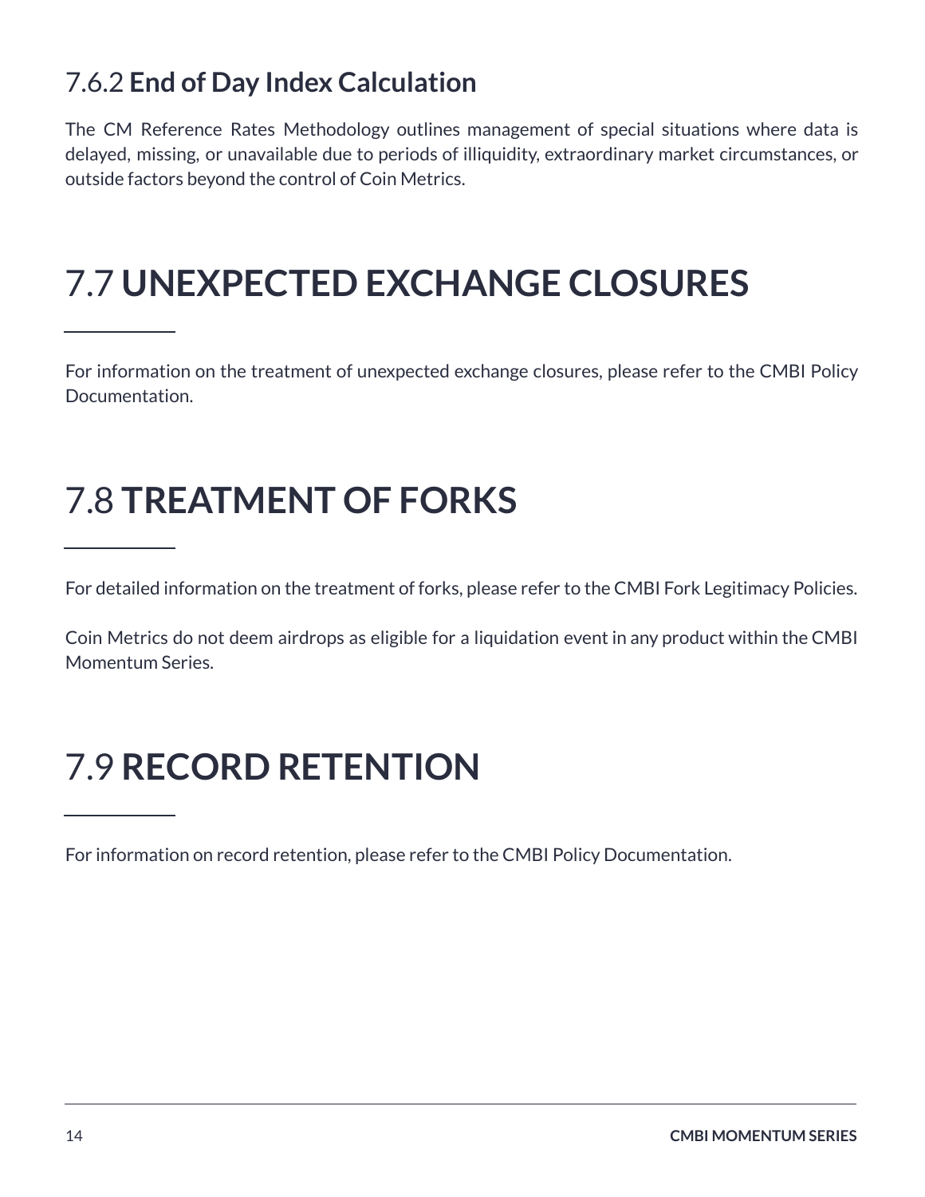### 7.6.2 End of Day Index Calculation

The CM Reference Rates Methodology outlines management of special situations where data is delayed, missing, or unavailable due to periods of illiquidity, extraordinary market circumstances, or outside factors beyond the control of Coin Metrics.

## 7.7 UNEXPECTED EXCHANGE CLOSURES

For information on the treatment of unexpected exchange closures, please refer to the CMBI Policy Documentation.

## 7.8 TREATMENT OF FORKS

For detailed information on the treatment of forks, please refer to the CMBI Fork Legitimacy Policies.

Coin Metrics do not deem airdrops as eligible for a liquidation event in any product within the CMBI Momentum Series.

## 7.9 RECORD RETENTION

For information on record retention, please refer to the CMBI Policy Documentation.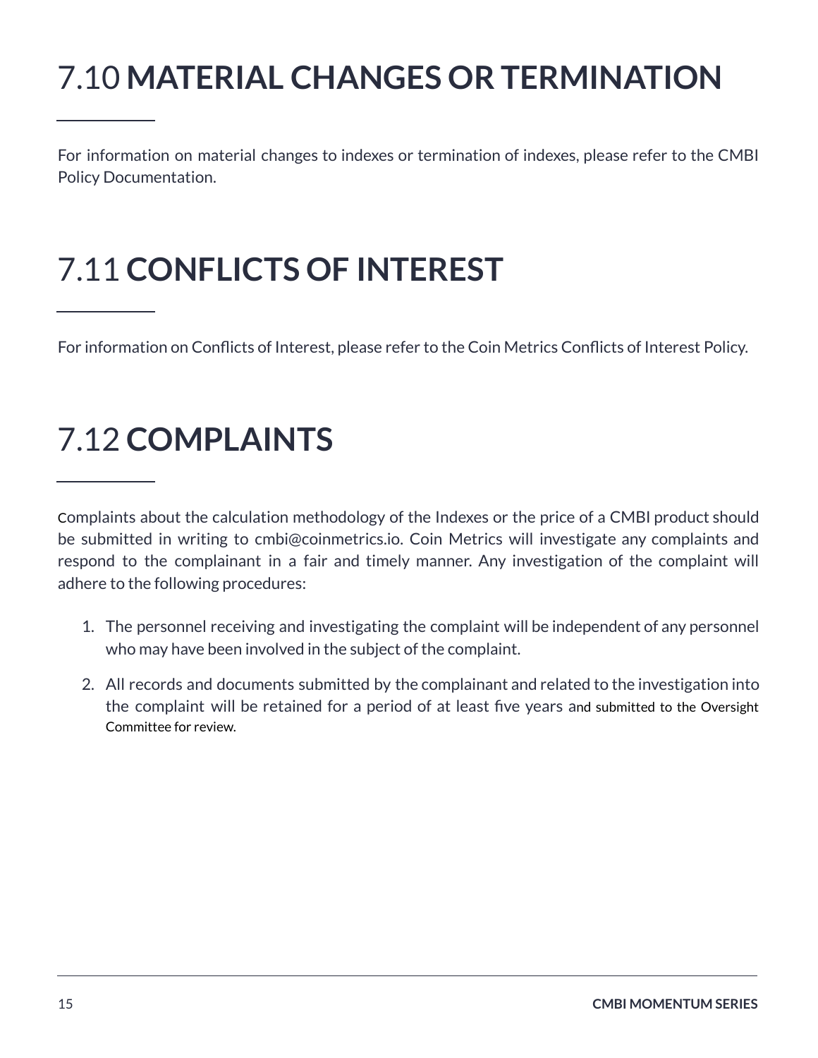## 7.10 **MATERIAL CHANGES OR TERMINATION**

For information on material changes to indexes or termination of indexes, please refer to the CMBI Policy Documentation.

## 7.11 **CONFLICTS OF INTEREST**

For information on Conflicts of Interest, please refer to the Coin Metrics Conflicts of Interest Policy.

## 7.12 **COMPLAINTS**

Complaints about the calculation methodology of the Indexes or the price of a CMBI product should be submitted in writing to cmbi@coinmetrics.io. Coin Metrics will investigate any complaints and respond to the complainant in a fair and timely manner. Any investigation of the complaint will adhere to the following procedures:

1. The personnel receiving and investigating the complaint will be independent of any personnel who may have been involved in the subject of the complaint.
2. All records and documents submitted by the complainant and related to the investigation into the complaint will be retained for a period of at least five years and submitted to the Oversight Committee for review.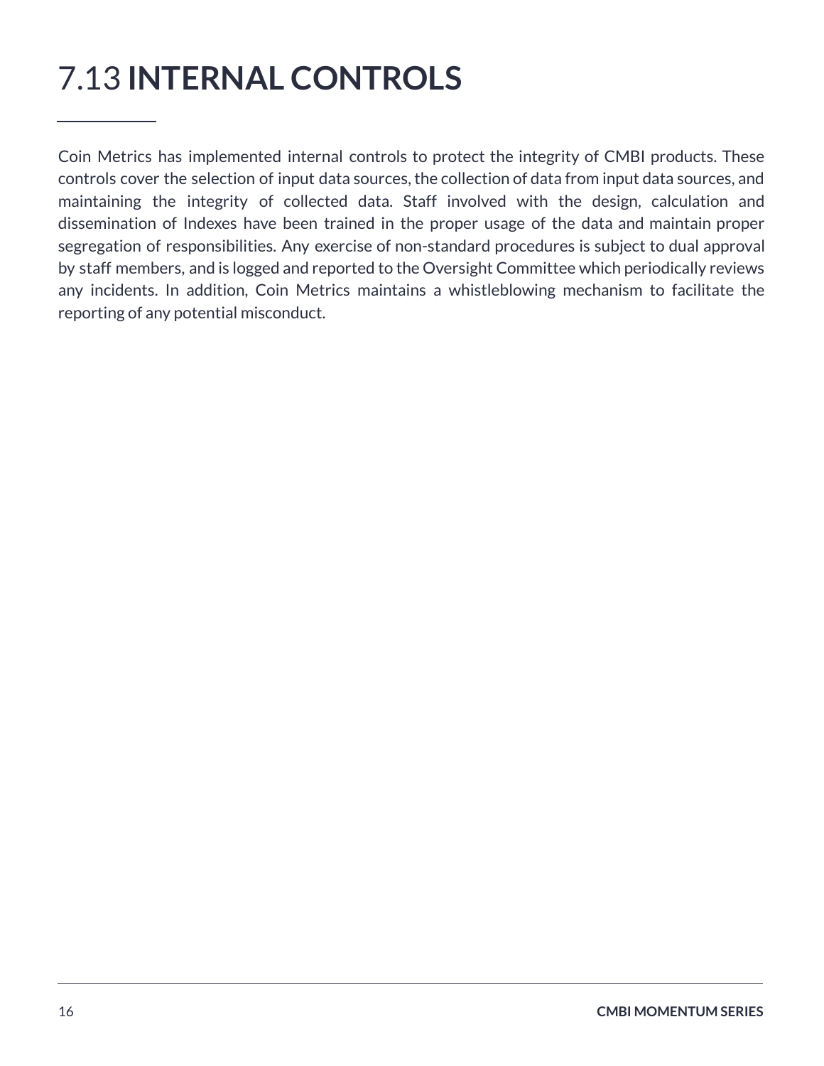# 7.13 **INTERNAL CONTROLS**

Coin Metrics has implemented internal controls to protect the integrity of CMBI products. These controls cover the selection of input data sources, the collection of data from input data sources, and maintaining the integrity of collected data. Staff involved with the design, calculation and dissemination of Indexes have been trained in the proper usage of the data and maintain proper segregation of responsibilities. Any exercise of non-standard procedures is subject to dual approval by staff members, and is logged and reported to the Oversight Committee which periodically reviews any incidents. In addition, Coin Metrics maintains a whistleblowing mechanism to facilitate the reporting of any potential misconduct.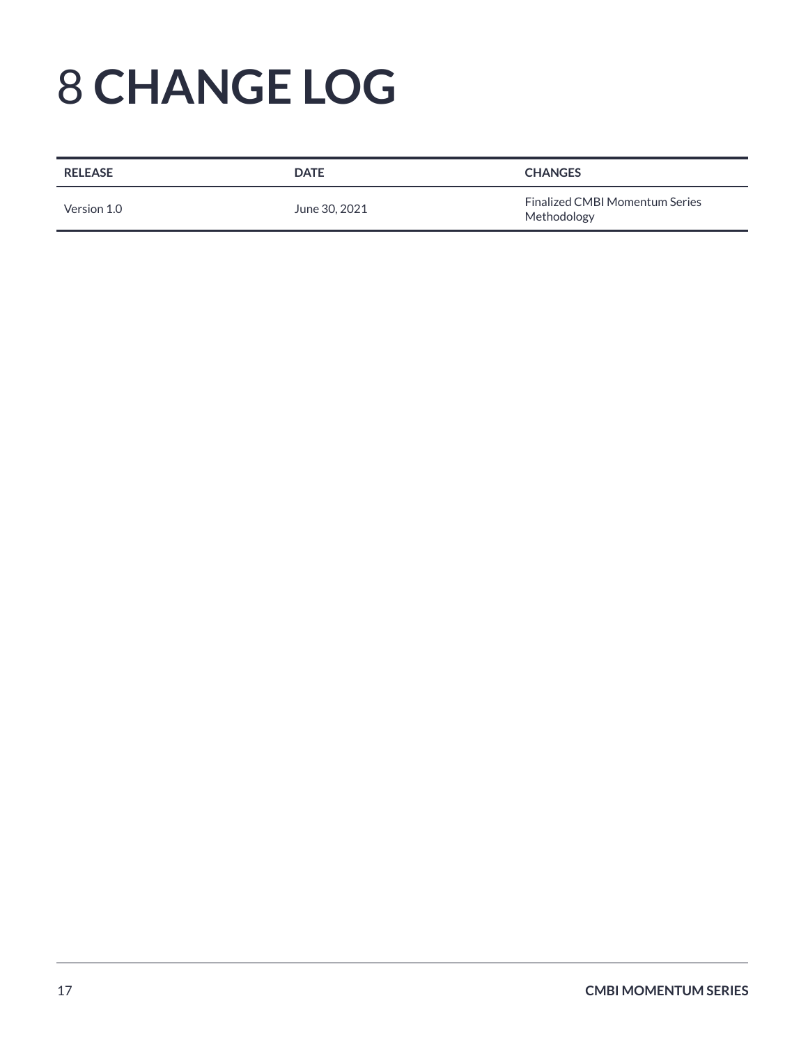# 8 CHANGE LOG

| RELEASE | DATE | CHANGES |
| --- | --- | --- |
| Version 1.0 | June 30, 2021 | Finalized CMBI Momentum Series Methodology |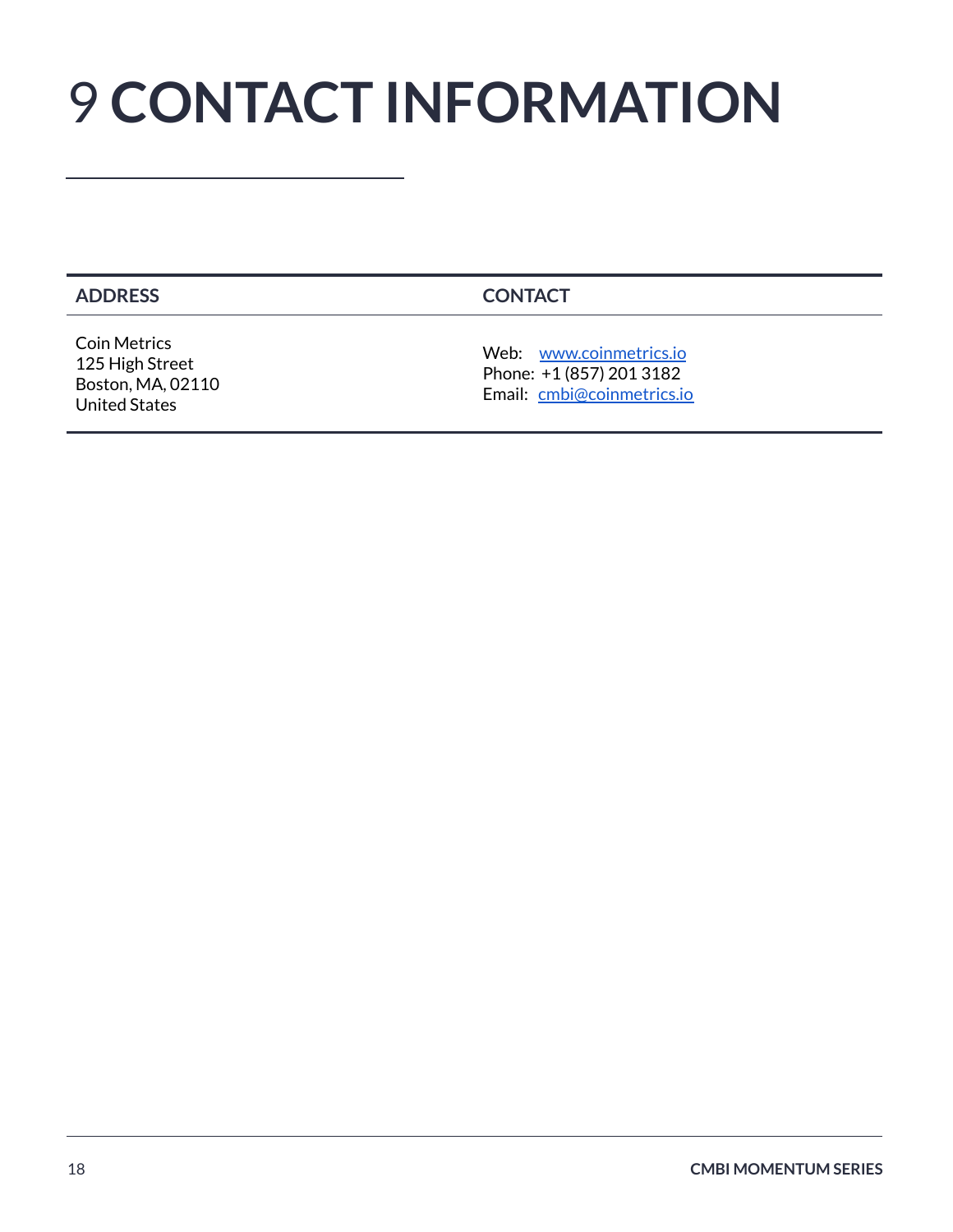# 9 CONTACT INFORMATION

| ADDRESS | CONTACT |
| --- | --- |
| Coin Metrics<br>125 High Street<br>Boston, MA, 02110<br>United States | Web: www.coinmetrics.io<br>Phone: +1 (857) 201 3182<br>Email: cmbi@coinmetrics.io |